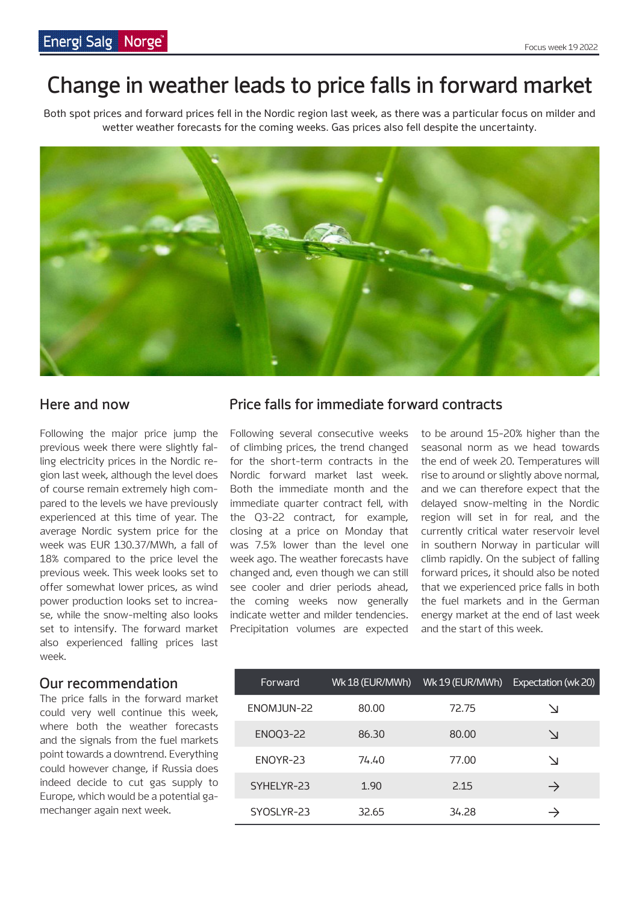Energi Salg Norge

Focus week 19 2022

# Change in weather leads to price falls in forward market

Both spot prices and forward prices fell in the Nordic region last week, as there was a particular focus on milder and wetter weather forecasts for the coming weeks. Gas prices also fell despite the uncertainty.

## Here and now

Following the major price jump the previous week there were slightly falling electricity prices in the Nordic region last week, although the level does of course remain extremely high compared to the levels we have previously experienced at this time of year. The average Nordic system price for the week was EUR 130.37/MWh, a fall of 18% compared to the price level the previous week. This week looks set to offer somewhat lower prices, as wind power production looks set to increase, while the snow-melting also looks set to intensify. The forward market also experienced falling prices last week.

## Our recommendation

The price falls in the forward market could very well continue this week, where both the weather forecasts and the signals from the fuel markets point towards a downtrend. Everything could however change, if Russia does indeed decide to cut gas supply to Europe, which would be a potential gamechanger again next week.

## Price falls for immediate forward contracts

Following several consecutive weeks of climbing prices, the trend changed for the short-term contracts in the Nordic forward market last week. Both the immediate month and the immediate quarter contract fell, with the Q3-22 contract, for example, closing at a price on Monday that was 7.5% lower than the level one week ago. The weather forecasts have changed and, even though we can still see cooler and drier periods ahead, the coming weeks now generally indicate wetter and milder tendencies. Precipitation volumes are expected to be around 15-20% higher than the seasonal norm as we head towards the end of week 20. Temperatures will rise to around or slightly above normal, and we can therefore expect that the delayed snow-melting in the Nordic region will set in for real, and the currently critical water reservoir level in southern Norway in particular will climb rapidly. On the subject of falling forward prices, it should also be noted that we experienced price falls in both the fuel markets and in the German energy market at the end of last week and the start of this week.

| Forward | Wk 18 (EUR/MWh) | Wk 19 (EUR/MWh) | Expectation (wk 20) |
|---|---|---|---|
| ENOMJUN-22 | 80.00 | 72.75 | ↘ |
| ENOQ3-22 | 86.30 | 80.00 | ↘ |
| ENOYR-23 | 74.40 | 77.00 | ↘ |
| SYHELYR-23 | 1.90 | 2.15 | → |
| SYOSLYR-23 | 32.65 | 34.28 | → |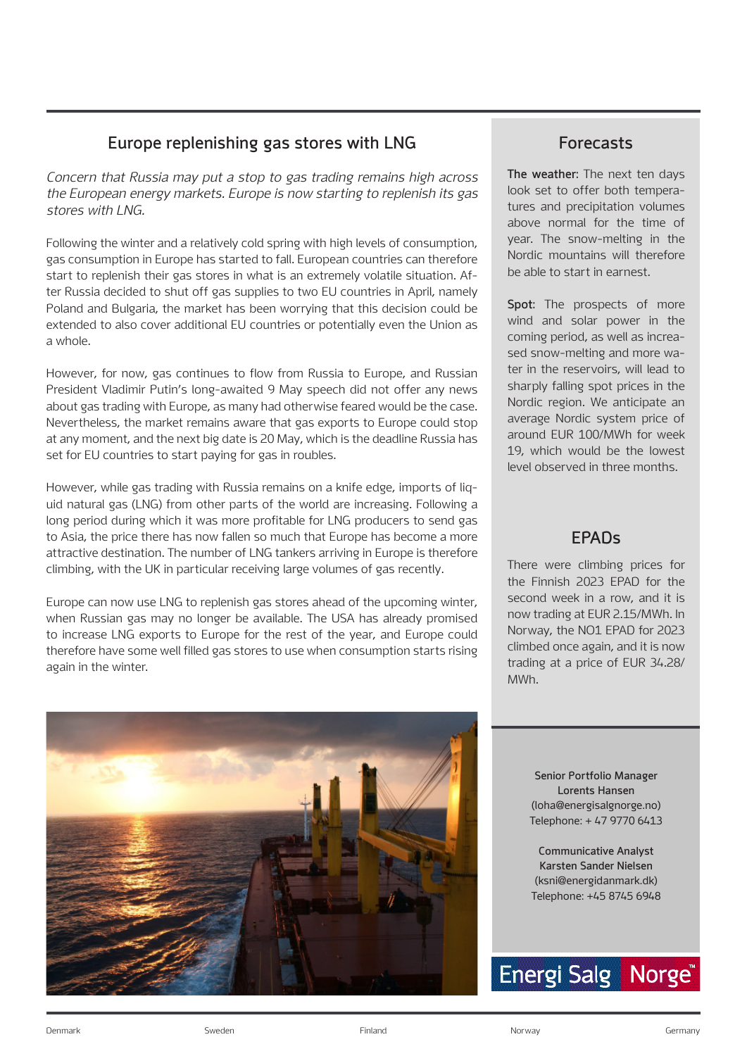## Europe replenishing gas stores with LNG

*Concern that Russia may put a stop to gas trading remains high across the European energy markets. Europe is now starting to replenish its gas stores with LNG.*

Following the winter and a relatively cold spring with high levels of consumption, gas consumption in Europe has started to fall. European countries can therefore start to replenish their gas stores in what is an extremely volatile situation. After Russia decided to shut off gas supplies to two EU countries in April, namely Poland and Bulgaria, the market has been worrying that this decision could be extended to also cover additional EU countries or potentially even the Union as a whole.

However, for now, gas continues to flow from Russia to Europe, and Russian President Vladimir Putin's long-awaited 9 May speech did not offer any news about gas trading with Europe, as many had otherwise feared would be the case. Nevertheless, the market remains aware that gas exports to Europe could stop at any moment, and the next big date is 20 May, which is the deadline Russia has set for EU countries to start paying for gas in roubles.

However, while gas trading with Russia remains on a knife edge, imports of liquid natural gas (LNG) from other parts of the world are increasing. Following a long period during which it was more profitable for LNG producers to send gas to Asia, the price there has now fallen so much that Europe has become a more attractive destination. The number of LNG tankers arriving in Europe is therefore climbing, with the UK in particular receiving large volumes of gas recently.

Europe can now use LNG to replenish gas stores ahead of the upcoming winter, when Russian gas may no longer be available. The USA has already promised to increase LNG exports to Europe for the rest of the year, and Europe could therefore have some well filled gas stores to use when consumption starts rising again in the winter.

## Forecasts

**The weather:** The next ten days look set to offer both temperatures and precipitation volumes above normal for the time of year. The snow-melting in the Nordic mountains will therefore be able to start in earnest.

**Spot:** The prospects of more wind and solar power in the coming period, as well as increased snow-melting and more water in the reservoirs, will lead to sharply falling spot prices in the Nordic region. We anticipate an average Nordic system price of around EUR 100/MWh for week 19, which would be the lowest level observed in three months.

## EPADs

There were climbing prices for the Finnish 2023 EPAD for the second week in a row, and it is now trading at EUR 2.15/MWh. In Norway, the NO1 EPAD for 2023 climbed once again, and it is now trading at a price of EUR 34.28/MWh.

Senior Portfolio Manager
Lorents Hansen
(loha@energisalgnorge.no)
Telephone: + 47 9770 6413

Communicative Analyst
Karsten Sander Nielsen
(ksni@energidanmark.dk)
Telephone: +45 8745 6948

Energi Salg Norge™

Denmark Sweden Finland Norway Germany